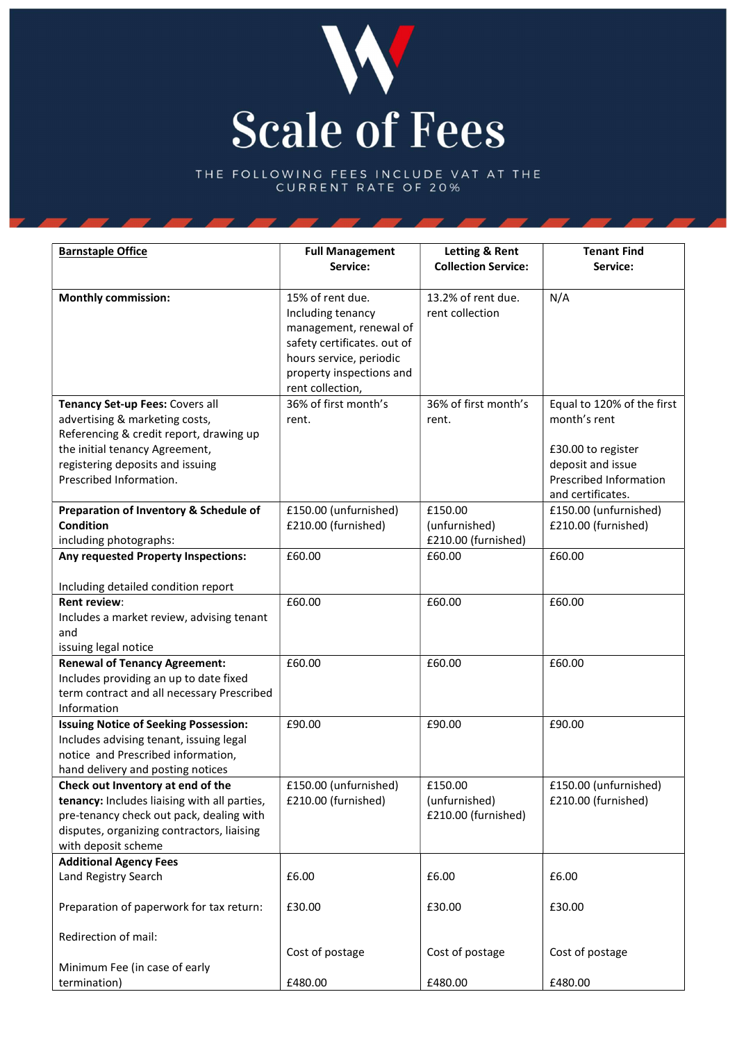# Scale of Fees

THE FOLLOWING FEES INCLUDE VAT AT THE CURRENT RATE OF 20%

| **Barnstaple Office** | **Full Management Service:** | **Letting & Rent Collection Service:** | **Tenant Find Service:** |
|---|---|---|---|
| **Monthly commission:** | 15% of rent due. Including tenancy management, renewal of safety certificates. out of hours service, periodic property inspections and rent collection, | 13.2% of rent due. rent collection | N/A |
| **Tenancy Set-up Fees:** Covers all advertising & marketing costs, Referencing & credit report, drawing up the initial tenancy Agreement, registering deposits and issuing Prescribed Information. | 36% of first month's rent. | 36% of first month's rent. | Equal to 120% of the first month's rent<br><br>£30.00 to register deposit and issue Prescribed Information and certificates. |
| **Preparation of Inventory & Schedule of Condition** including photographs: | £150.00 (unfurnished)<br>£210.00 (furnished) | £150.00 (unfurnished)<br>£210.00 (furnished) | £150.00 (unfurnished)<br>£210.00 (furnished) |
| **Any requested Property Inspections:**<br><br>Including detailed condition report | £60.00 | £60.00 | £60.00 |
| **Rent review**:<br>Includes a market review, advising tenant and issuing legal notice | £60.00 | £60.00 | £60.00 |
| **Renewal of Tenancy Agreement:** Includes providing an up to date fixed term contract and all necessary Prescribed Information | £60.00 | £60.00 | £60.00 |
| **Issuing Notice of Seeking Possession:** Includes advising tenant, issuing legal notice and Prescribed information, hand delivery and posting notices | £90.00 | £90.00 | £90.00 |
| **Check out Inventory at end of the tenancy:** Includes liaising with all parties, pre-tenancy check out pack, dealing with disputes, organizing contractors, liaising with deposit scheme | £150.00 (unfurnished)<br>£210.00 (furnished) | £150.00 (unfurnished)<br>£210.00 (furnished) | £150.00 (unfurnished)<br>£210.00 (furnished) |
| **Additional Agency Fees** | | | |
| Land Registry Search | £6.00 | £6.00 | £6.00 |
| Preparation of paperwork for tax return: | £30.00 | £30.00 | £30.00 |
| Redirection of mail: | Cost of postage | Cost of postage | Cost of postage |
| Minimum Fee (in case of early termination) | £480.00 | £480.00 | £480.00 |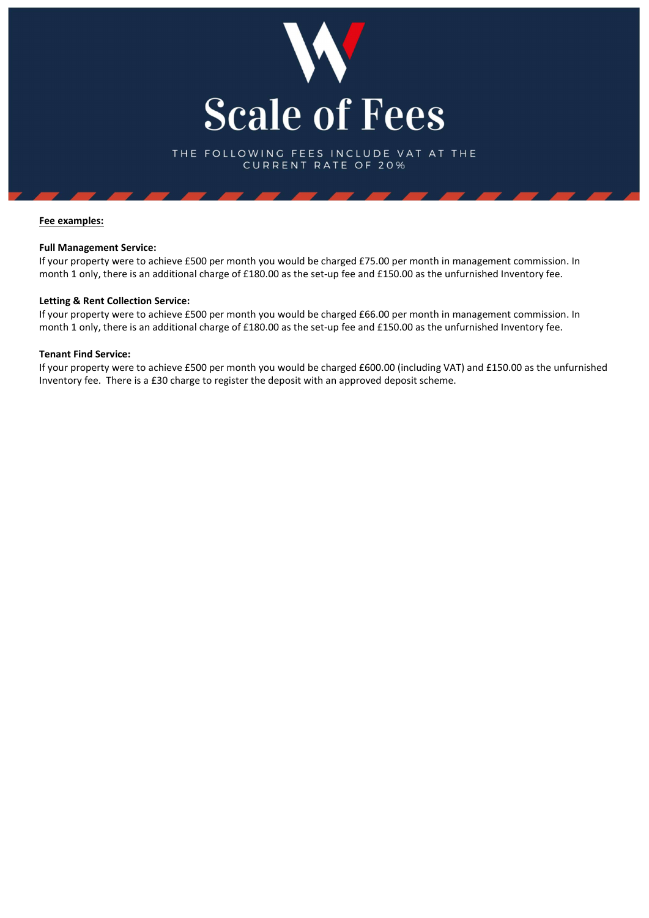# Scale of Fees

THE FOLLOWING FEES INCLUDE VAT AT THE CURRENT RATE OF 20%

**Fee examples:**

**Full Management Service:**

If your property were to achieve £500 per month you would be charged £75.00 per month in management commission. In month 1 only, there is an additional charge of £180.00 as the set-up fee and £150.00 as the unfurnished Inventory fee.

**Letting & Rent Collection Service:**

If your property were to achieve £500 per month you would be charged £66.00 per month in management commission. In month 1 only, there is an additional charge of £180.00 as the set-up fee and £150.00 as the unfurnished Inventory fee.

**Tenant Find Service:**

If your property were to achieve £500 per month you would be charged £600.00 (including VAT) and £150.00 as the unfurnished Inventory fee. There is a £30 charge to register the deposit with an approved deposit scheme.